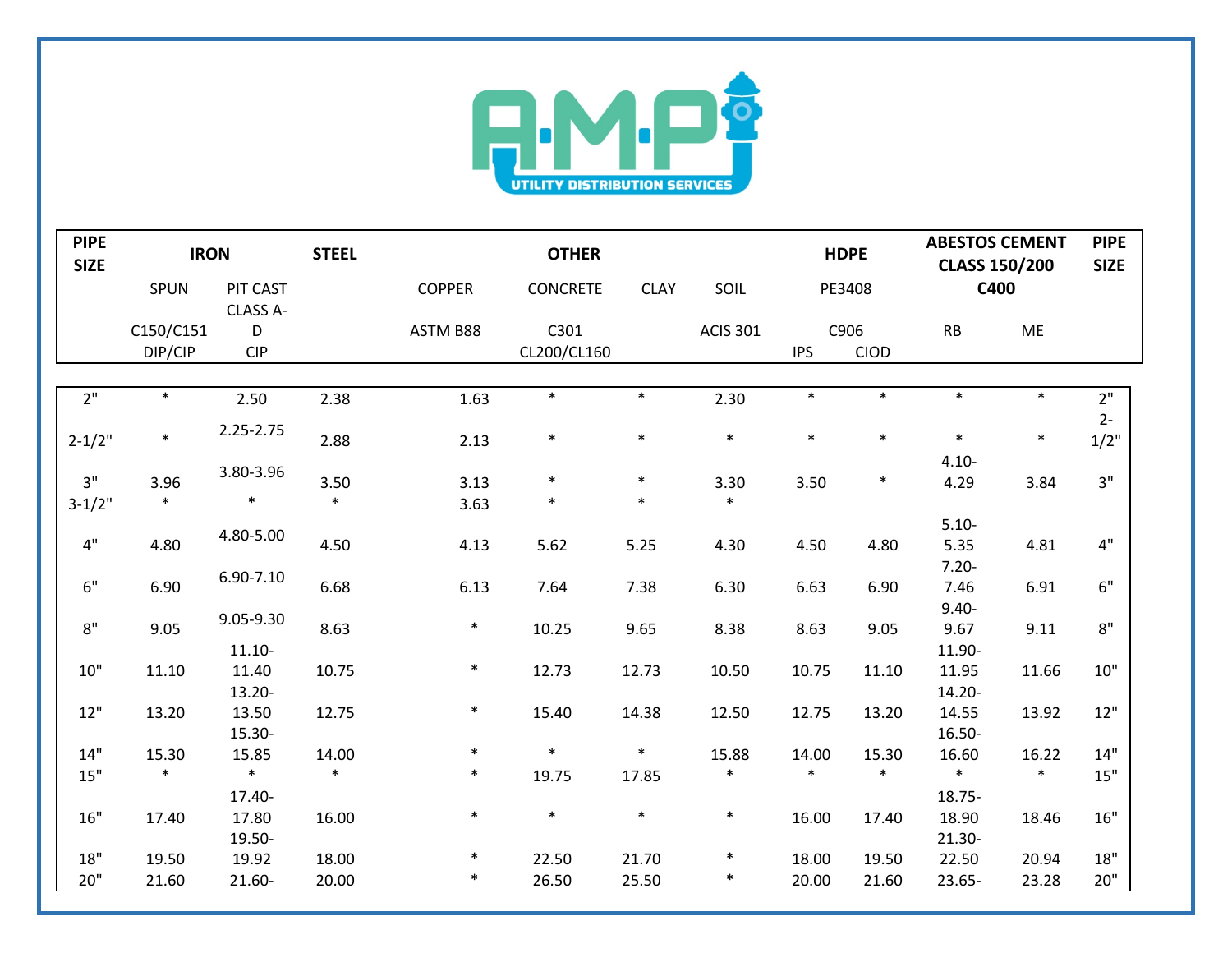A·M·P UTILITY DISTRIBUTION SERVICES

| PIPE SIZE | IRON | | STEEL | OTHER | | | | HDPE | | ABESTOS CEMENT CLASS 150/200 C400 | | PIPE SIZE |
|---|---|---|---|---|---|---|---|---|---|---|---|---|
| | SPUN | PIT CAST CLASS A-D | | COPPER | CONCRETE | CLAY | SOIL | PE3408 | | | | |
| | C150/C151 DIP/CIP | CIP | | ASTM B88 | C301 CL200/CL160 | | ACIS 301 | C906 IPS | CIOD | RB | ME | |
| 2" | * | 2.50 | 2.38 | 1.63 | * | * | 2.30 | * | * | * | * | 2" |
| 2-1/2" | * | 2.25-2.75 | 2.88 | 2.13 | * | * | * | * | * | * | * | 2-1/2" |
| 3" | 3.96 | 3.80-3.96 | 3.50 | 3.13 | * | * | 3.30 | 3.50 | * | 4.10-4.29 | 3.84 | 3" |
| 3-1/2" | * | * | * | 3.63 | * | * | * | | | | | |
| 4" | 4.80 | 4.80-5.00 | 4.50 | 4.13 | 5.62 | 5.25 | 4.30 | 4.50 | 4.80 | 5.10-5.35 | 4.81 | 4" |
| 6" | 6.90 | 6.90-7.10 | 6.68 | 6.13 | 7.64 | 7.38 | 6.30 | 6.63 | 6.90 | 7.20-7.46 | 6.91 | 6" |
| 8" | 9.05 | 9.05-9.30 | 8.63 | * | 10.25 | 9.65 | 8.38 | 8.63 | 9.05 | 9.40-9.67 | 9.11 | 8" |
| 10" | 11.10 | 11.10-11.40 | 10.75 | * | 12.73 | 12.73 | 10.50 | 10.75 | 11.10 | 11.90-11.95 | 11.66 | 10" |
| 12" | 13.20 | 13.20-13.50 | 12.75 | * | 15.40 | 14.38 | 12.50 | 12.75 | 13.20 | 14.20-14.55 | 13.92 | 12" |
| 14" | 15.30 | 15.30-15.85 | 14.00 | * | * | * | 15.88 | 14.00 | 15.30 | 16.50-16.60 | 16.22 | 14" |
| 15" | * | * | * | * | 19.75 | 17.85 | * | * | * | * | * | 15" |
| 16" | 17.40 | 17.40-17.80 | 16.00 | * | * | * | * | 16.00 | 17.40 | 18.75-18.90 | 18.46 | 16" |
| 18" | 19.50 | 19.50-19.92 | 18.00 | * | 22.50 | 21.70 | * | 18.00 | 19.50 | 21.30-22.50 | 20.94 | 18" |
| 20" | 21.60 | 21.60- | 20.00 | * | 26.50 | 25.50 | * | 20.00 | 21.60 | 23.65- | 23.28 | 20" |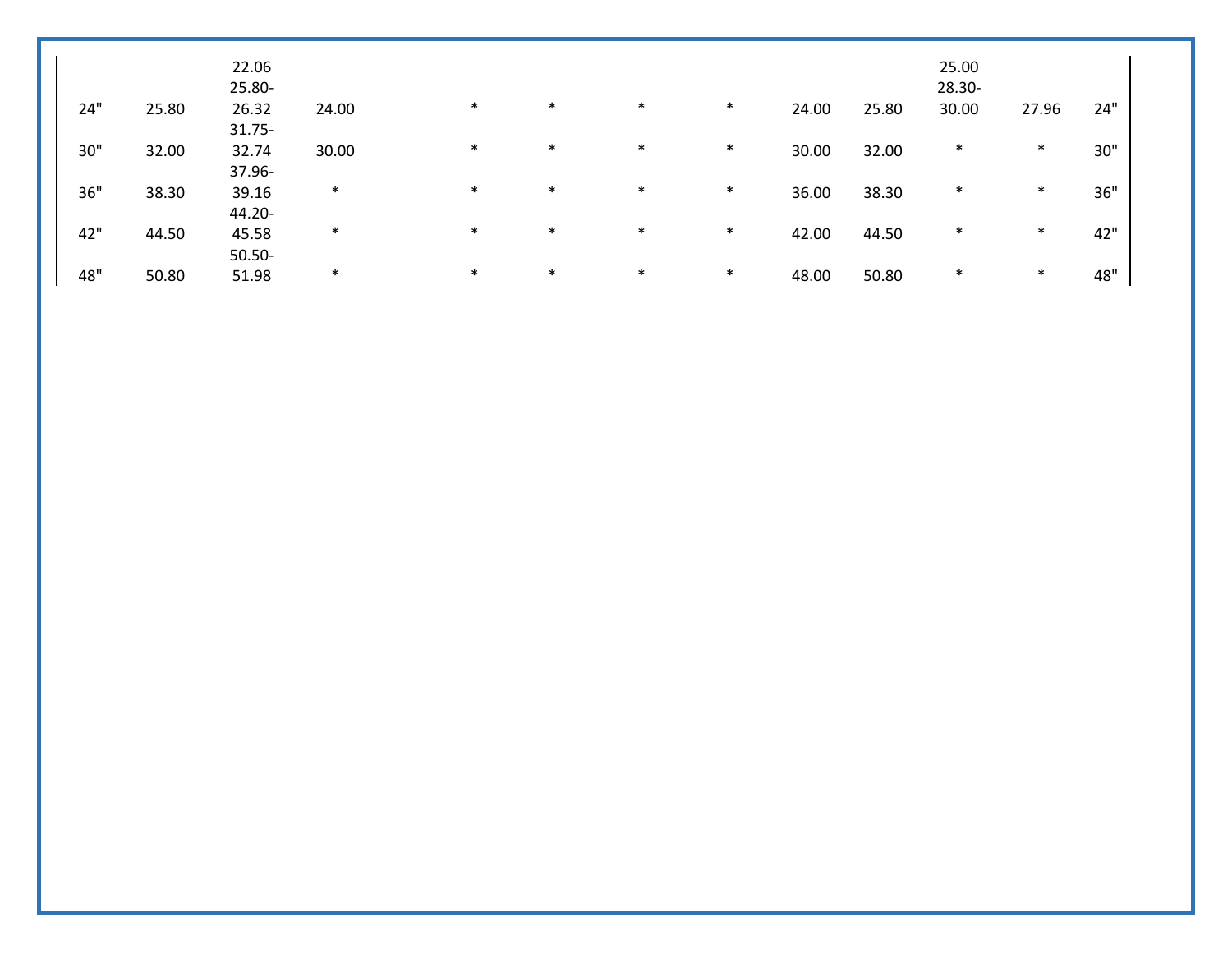| | | | | | | | | | | | | |
|---|---|---|---|---|---|---|---|---|---|---|---|---|
| | | 22.06 | | | | | | | | 25.00 | | |
| 24" | 25.80 | 25.80-26.32 | 24.00 | * | * | * | * | 24.00 | 25.80 | 28.30-30.00 | 27.96 | 24" |
| 30" | 32.00 | 31.75-32.74 | 30.00 | * | * | * | * | 30.00 | 32.00 | * | * | 30" |
| 36" | 38.30 | 37.96-39.16 | * | * | * | * | * | 36.00 | 38.30 | * | * | 36" |
| 42" | 44.50 | 44.20-45.58 | * | * | * | * | * | 42.00 | 44.50 | * | * | 42" |
| 48" | 50.80 | 50.50-51.98 | * | * | * | * | * | 48.00 | 50.80 | * | * | 48" |